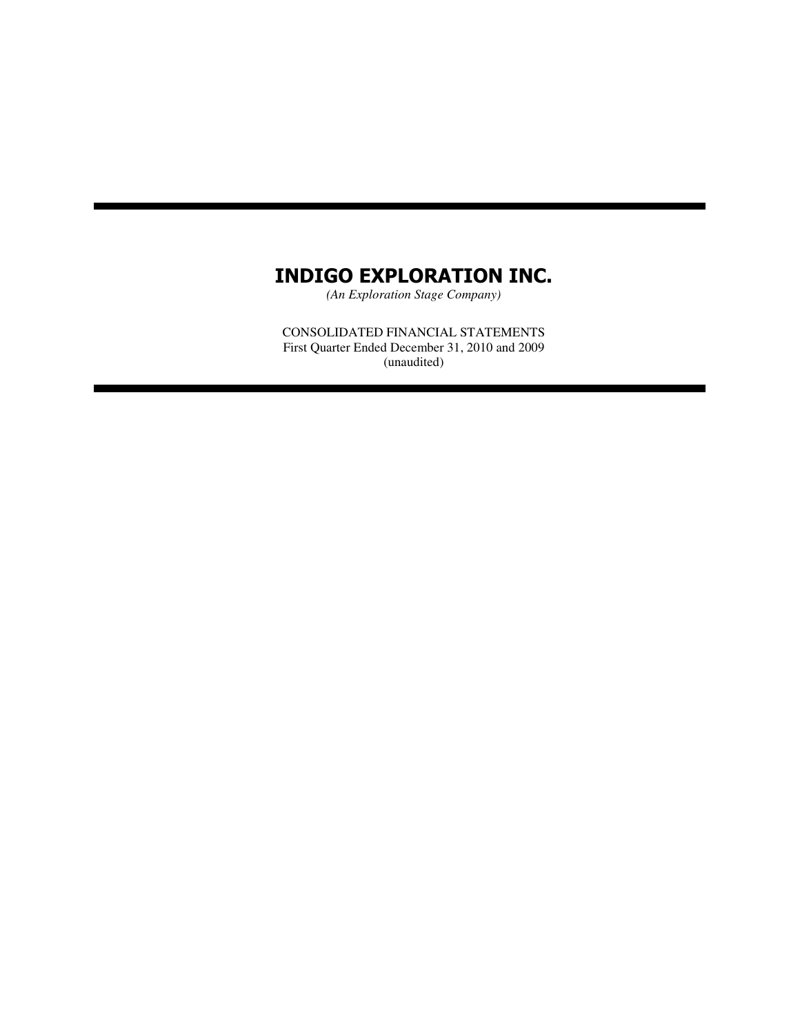# INDIGO EXPLORATION INC.

*(An Exploration Stage Company)*

CONSOLIDATED FINANCIAL STATEMENTS
First Quarter Ended December 31, 2010 and 2009
(unaudited)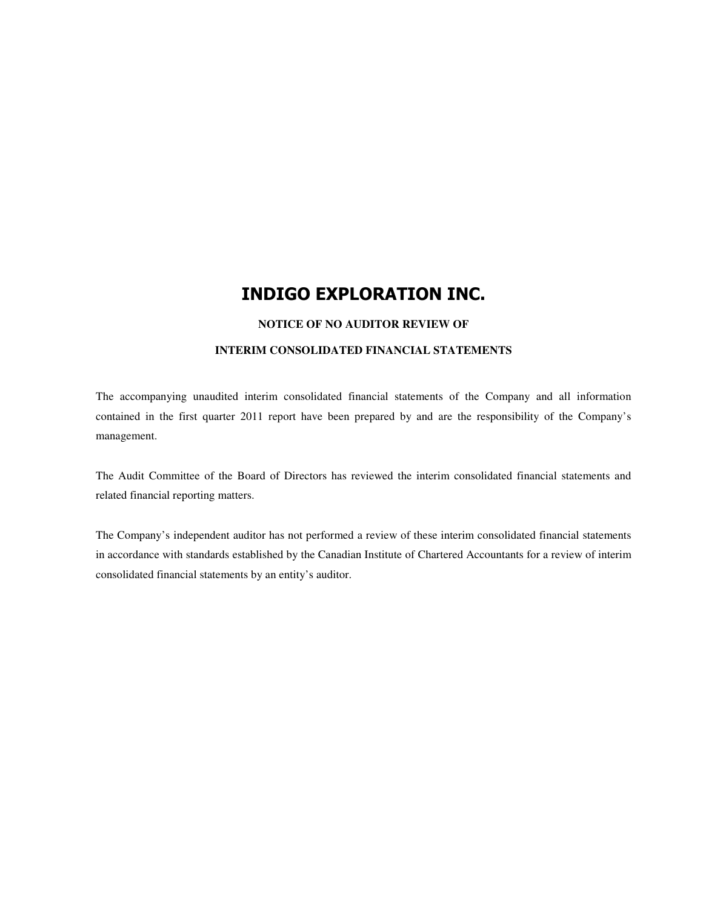# INDIGO EXPLORATION INC.

**NOTICE OF NO AUDITOR REVIEW OF**

**INTERIM CONSOLIDATED FINANCIAL STATEMENTS**

The accompanying unaudited interim consolidated financial statements of the Company and all information contained in the first quarter 2011 report have been prepared by and are the responsibility of the Company's management.

The Audit Committee of the Board of Directors has reviewed the interim consolidated financial statements and related financial reporting matters.

The Company's independent auditor has not performed a review of these interim consolidated financial statements in accordance with standards established by the Canadian Institute of Chartered Accountants for a review of interim consolidated financial statements by an entity's auditor.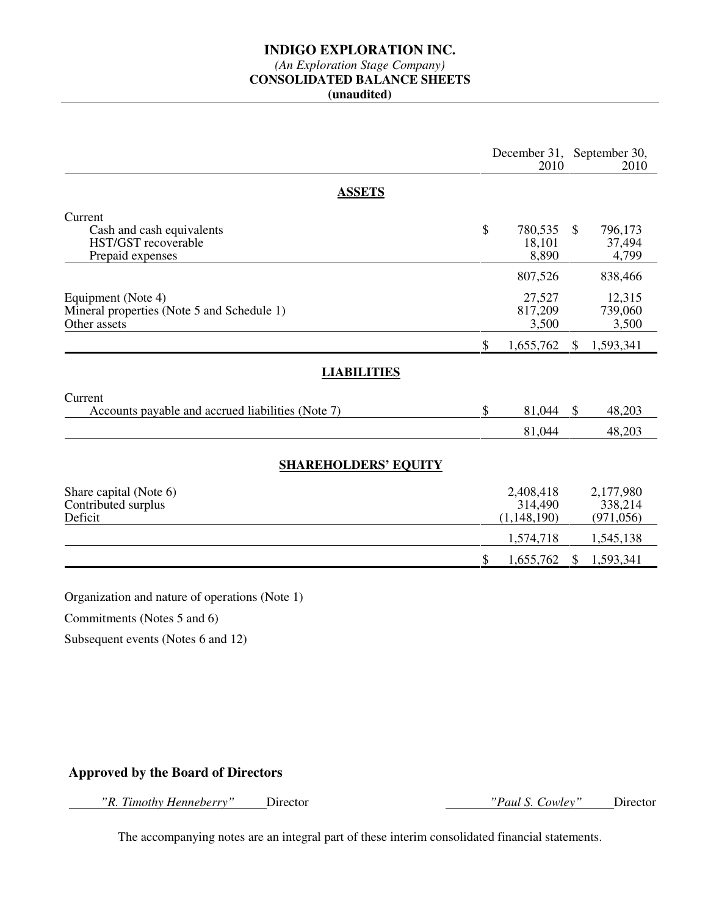# INDIGO EXPLORATION INC.

*(An Exploration Stage Company)*

**CONSOLIDATED BALANCE SHEETS**

**(unaudited)**

| | December 31, 2010 | September 30, 2010 |
|---|---|---|
| **ASSETS** | | |
| Current | | |
| Cash and cash equivalents | $ 780,535 | $ 796,173 |
| HST/GST recoverable | 18,101 | 37,494 |
| Prepaid expenses | 8,890 | 4,799 |
| | 807,526 | 838,466 |
| Equipment (Note 4) | 27,527 | 12,315 |
| Mineral properties (Note 5 and Schedule 1) | 817,209 | 739,060 |
| Other assets | 3,500 | 3,500 |
| | $ 1,655,762 | $ 1,593,341 |
| **LIABILITIES** | | |
| Current | | |
| Accounts payable and accrued liabilities (Note 7) | $ 81,044 | $ 48,203 |
| | 81,044 | 48,203 |
| **SHAREHOLDERS' EQUITY** | | |
| Share capital (Note 6) | 2,408,418 | 2,177,980 |
| Contributed surplus | 314,490 | 338,214 |
| Deficit | (1,148,190) | (971,056) |
| | 1,574,718 | 1,545,138 |
| | $ 1,655,762 | $ 1,593,341 |

Organization and nature of operations (Note 1)

Commitments (Notes 5 and 6)

Subsequent events (Notes 6 and 12)

**Approved by the Board of Directors**

*"R. Timothy Henneberry"* Director

*"Paul S. Cowley"* Director

The accompanying notes are an integral part of these interim consolidated financial statements.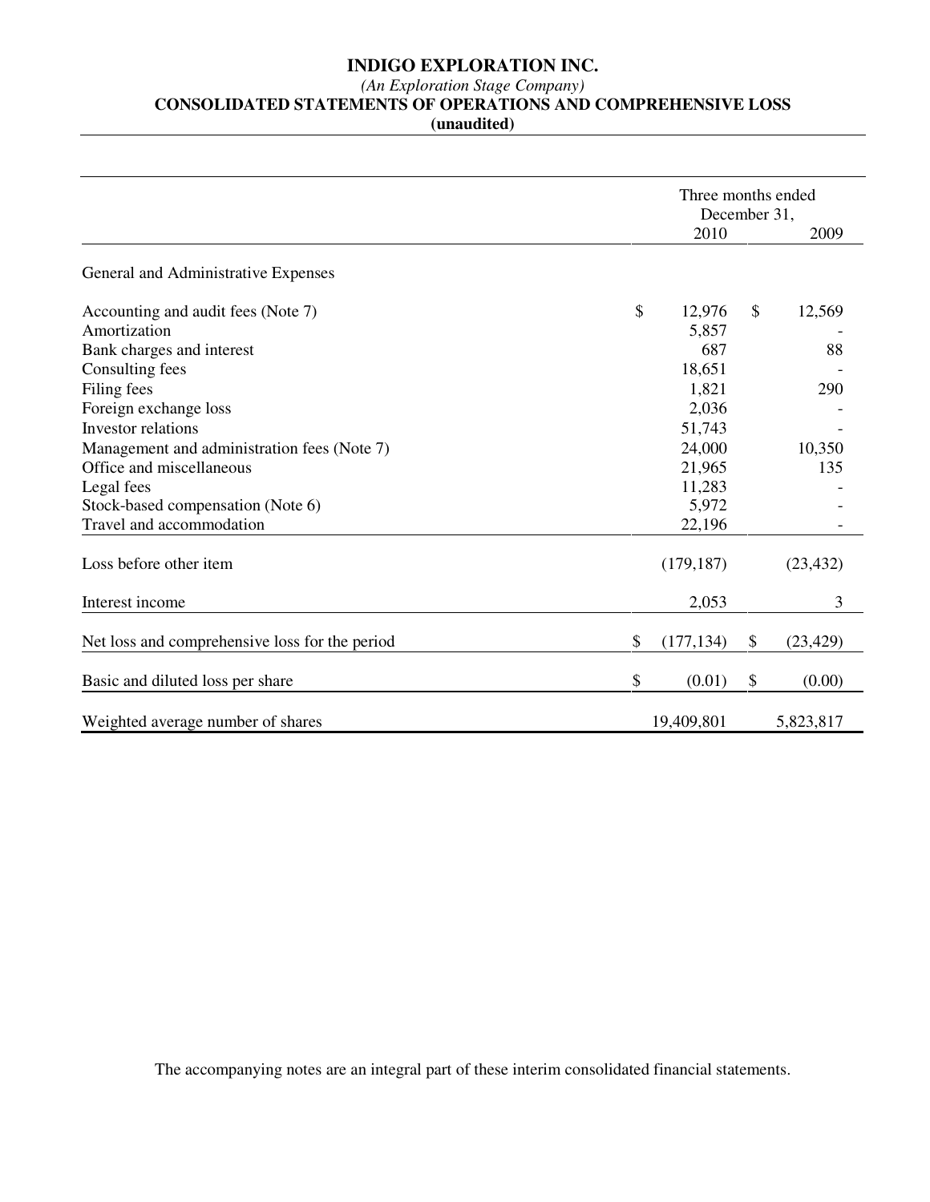# INDIGO EXPLORATION INC.

*(An Exploration Stage Company)*

**CONSOLIDATED STATEMENTS OF OPERATIONS AND COMPREHENSIVE LOSS**

**(unaudited)**

| | Three months ended December 31, 2010 | 2009 |
|---|---|---|
| General and Administrative Expenses | | |
| Accounting and audit fees (Note 7) | $ 12,976 | $ 12,569 |
| Amortization | 5,857 | - |
| Bank charges and interest | 687 | 88 |
| Consulting fees | 18,651 | - |
| Filing fees | 1,821 | 290 |
| Foreign exchange loss | 2,036 | - |
| Investor relations | 51,743 | - |
| Management and administration fees (Note 7) | 24,000 | 10,350 |
| Office and miscellaneous | 21,965 | 135 |
| Legal fees | 11,283 | - |
| Stock-based compensation (Note 6) | 5,972 | - |
| Travel and accommodation | 22,196 | - |
| Loss before other item | (179,187) | (23,432) |
| Interest income | 2,053 | 3 |
| Net loss and comprehensive loss for the period | $ (177,134) | $ (23,429) |
| Basic and diluted loss per share | $ (0.01) | $ (0.00) |
| Weighted average number of shares | 19,409,801 | 5,823,817 |

The accompanying notes are an integral part of these interim consolidated financial statements.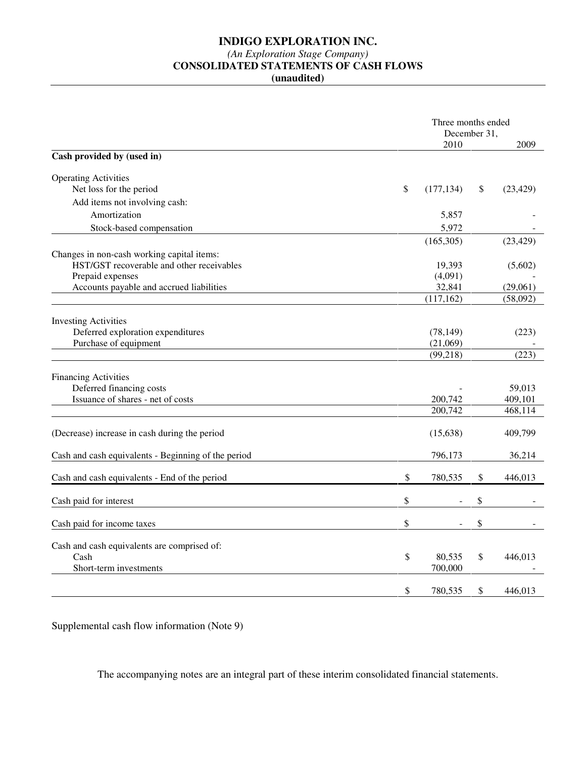# INDIGO EXPLORATION INC.

*(An Exploration Stage Company)*

**CONSOLIDATED STATEMENTS OF CASH FLOWS**

**(unaudited)**

| | Three months ended December 31, 2010 | 2009 |
|---|---|---|
| **Cash provided by (used in)** | | |
| Operating Activities | | |
| Net loss for the period | $ (177,134) | $ (23,429) |
| Add items not involving cash: | | |
| Amortization | 5,857 | - |
| Stock-based compensation | 5,972 | - |
| | (165,305) | (23,429) |
| Changes in non-cash working capital items: | | |
| HST/GST recoverable and other receivables | 19,393 | (5,602) |
| Prepaid expenses | (4,091) | - |
| Accounts payable and accrued liabilities | 32,841 | (29,061) |
| | (117,162) | (58,092) |
| Investing Activities | | |
| Deferred exploration expenditures | (78,149) | (223) |
| Purchase of equipment | (21,069) | - |
| | (99,218) | (223) |
| Financing Activities | | |
| Deferred financing costs | - | 59,013 |
| Issuance of shares - net of costs | 200,742 | 409,101 |
| | 200,742 | 468,114 |
| (Decrease) increase in cash during the period | (15,638) | 409,799 |
| Cash and cash equivalents - Beginning of the period | 796,173 | 36,214 |
| Cash and cash equivalents - End of the period | $ 780,535 | $ 446,013 |
| Cash paid for interest | $ - | $ - |
| Cash paid for income taxes | $ - | $ - |
| Cash and cash equivalents are comprised of: | | |
| Cash | $ 80,535 | $ 446,013 |
| Short-term investments | 700,000 | - |
| | $ 780,535 | $ 446,013 |

Supplemental cash flow information (Note 9)

The accompanying notes are an integral part of these interim consolidated financial statements.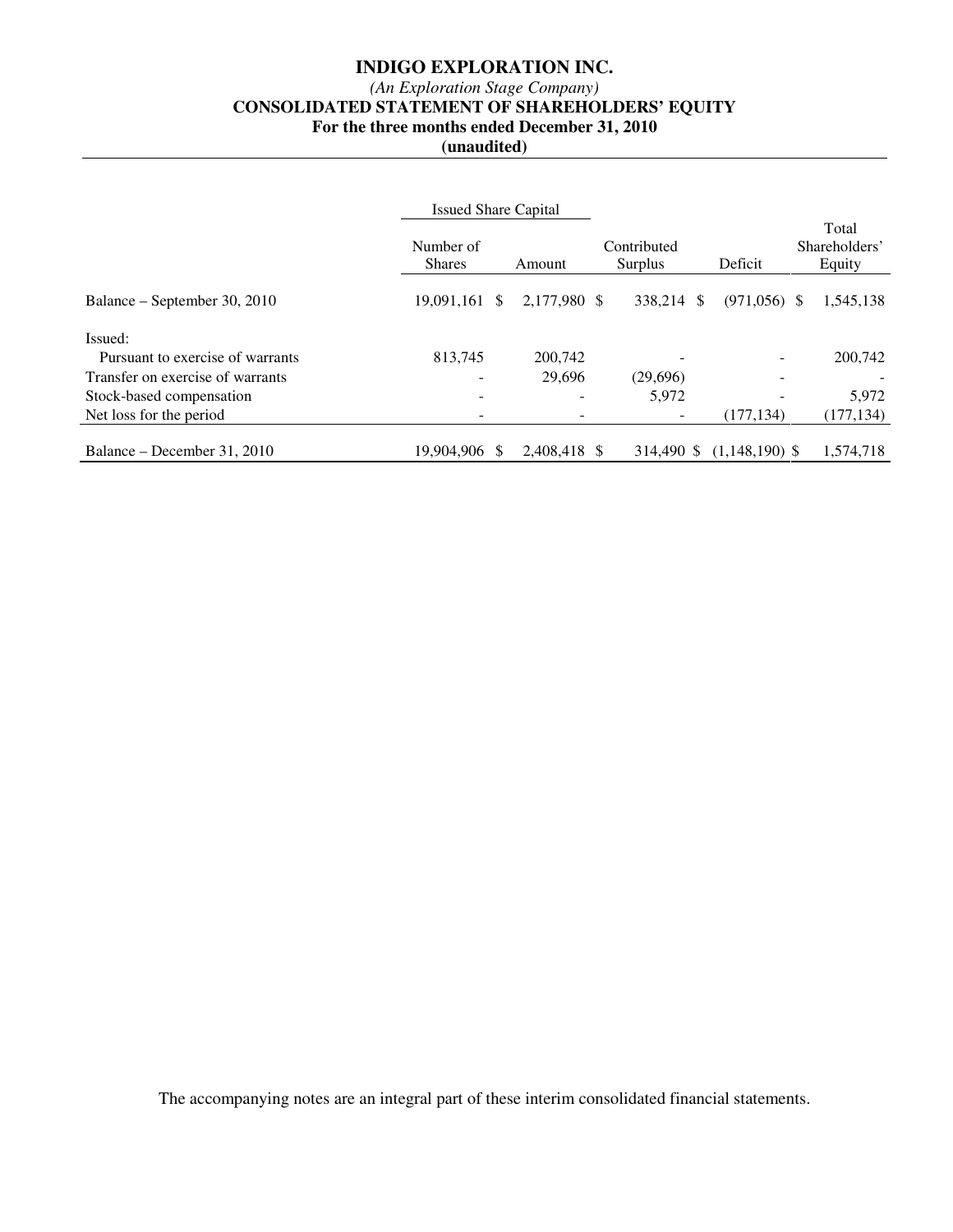**INDIGO EXPLORATION INC.**

*(An Exploration Stage Company)*

**CONSOLIDATED STATEMENT OF SHAREHOLDERS' EQUITY**

**For the three months ended December 31, 2010**

**(unaudited)**

| | Issued Share Capital | | | | |
|---|---|---|---|---|---|
| | Number of Shares | Amount | Contributed Surplus | Deficit | Total Shareholders' Equity |
| Balance – September 30, 2010 | 19,091,161 | $ 2,177,980 | $ 338,214 | $ (971,056) | $ 1,545,138 |
| Issued: | | | | | |
| Pursuant to exercise of warrants | 813,745 | 200,742 | - | - | 200,742 |
| Transfer on exercise of warrants | - | 29,696 | (29,696) | - | - |
| Stock-based compensation | - | - | 5,972 | - | 5,972 |
| Net loss for the period | - | - | - | (177,134) | (177,134) |
| Balance – December 31, 2010 | 19,904,906 | $ 2,408,418 | $ 314,490 | $ (1,148,190) | $ 1,574,718 |

The accompanying notes are an integral part of these interim consolidated financial statements.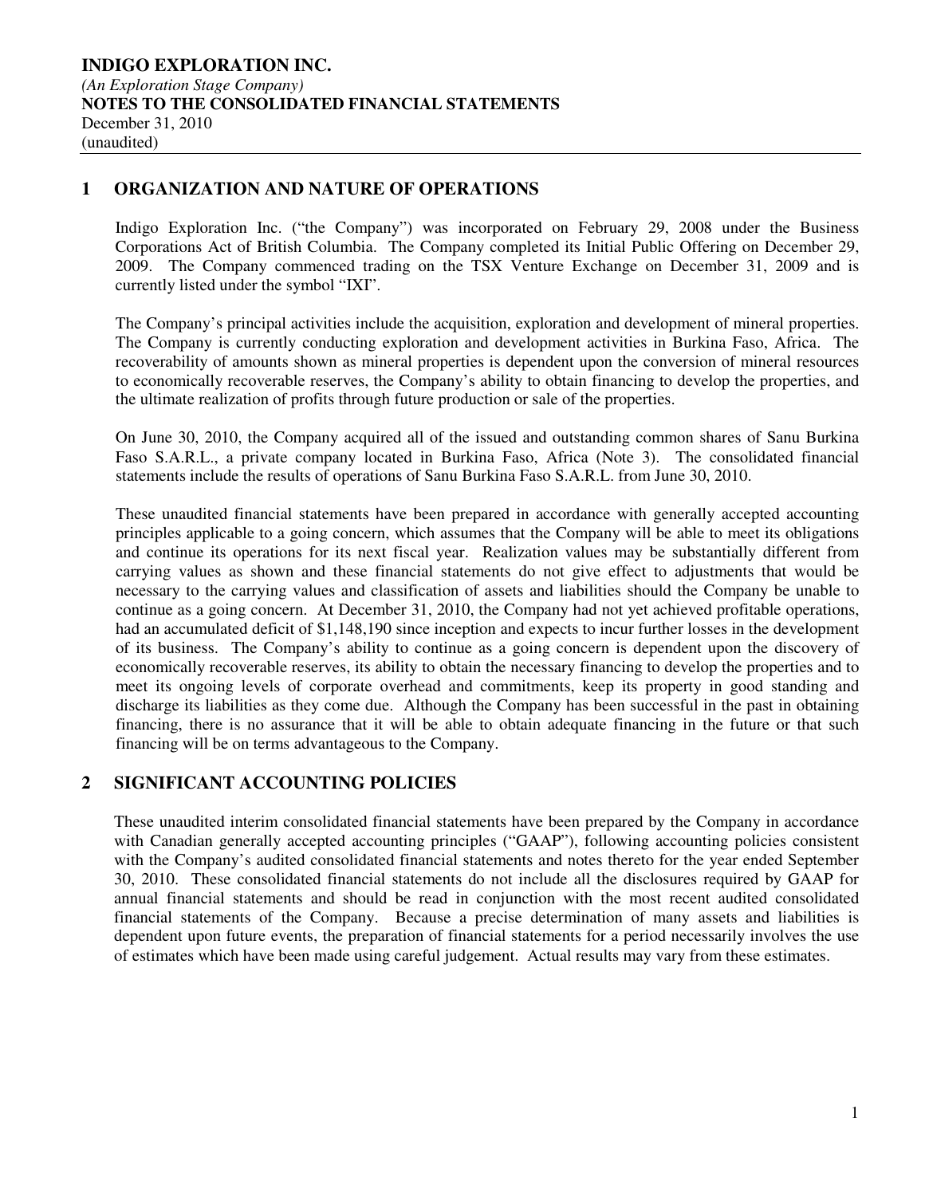**INDIGO EXPLORATION INC.**
*(An Exploration Stage Company)*
**NOTES TO THE CONSOLIDATED FINANCIAL STATEMENTS**
December 31, 2010
(unaudited)

## 1 ORGANIZATION AND NATURE OF OPERATIONS

Indigo Exploration Inc. ("the Company") was incorporated on February 29, 2008 under the Business Corporations Act of British Columbia. The Company completed its Initial Public Offering on December 29, 2009. The Company commenced trading on the TSX Venture Exchange on December 31, 2009 and is currently listed under the symbol "IXI".

The Company's principal activities include the acquisition, exploration and development of mineral properties. The Company is currently conducting exploration and development activities in Burkina Faso, Africa. The recoverability of amounts shown as mineral properties is dependent upon the conversion of mineral resources to economically recoverable reserves, the Company's ability to obtain financing to develop the properties, and the ultimate realization of profits through future production or sale of the properties.

On June 30, 2010, the Company acquired all of the issued and outstanding common shares of Sanu Burkina Faso S.A.R.L., a private company located in Burkina Faso, Africa (Note 3). The consolidated financial statements include the results of operations of Sanu Burkina Faso S.A.R.L. from June 30, 2010.

These unaudited financial statements have been prepared in accordance with generally accepted accounting principles applicable to a going concern, which assumes that the Company will be able to meet its obligations and continue its operations for its next fiscal year. Realization values may be substantially different from carrying values as shown and these financial statements do not give effect to adjustments that would be necessary to the carrying values and classification of assets and liabilities should the Company be unable to continue as a going concern. At December 31, 2010, the Company had not yet achieved profitable operations, had an accumulated deficit of $1,148,190 since inception and expects to incur further losses in the development of its business. The Company's ability to continue as a going concern is dependent upon the discovery of economically recoverable reserves, its ability to obtain the necessary financing to develop the properties and to meet its ongoing levels of corporate overhead and commitments, keep its property in good standing and discharge its liabilities as they come due. Although the Company has been successful in the past in obtaining financing, there is no assurance that it will be able to obtain adequate financing in the future or that such financing will be on terms advantageous to the Company.

## 2 SIGNIFICANT ACCOUNTING POLICIES

These unaudited interim consolidated financial statements have been prepared by the Company in accordance with Canadian generally accepted accounting principles ("GAAP"), following accounting policies consistent with the Company's audited consolidated financial statements and notes thereto for the year ended September 30, 2010. These consolidated financial statements do not include all the disclosures required by GAAP for annual financial statements and should be read in conjunction with the most recent audited consolidated financial statements of the Company. Because a precise determination of many assets and liabilities is dependent upon future events, the preparation of financial statements for a period necessarily involves the use of estimates which have been made using careful judgement. Actual results may vary from these estimates.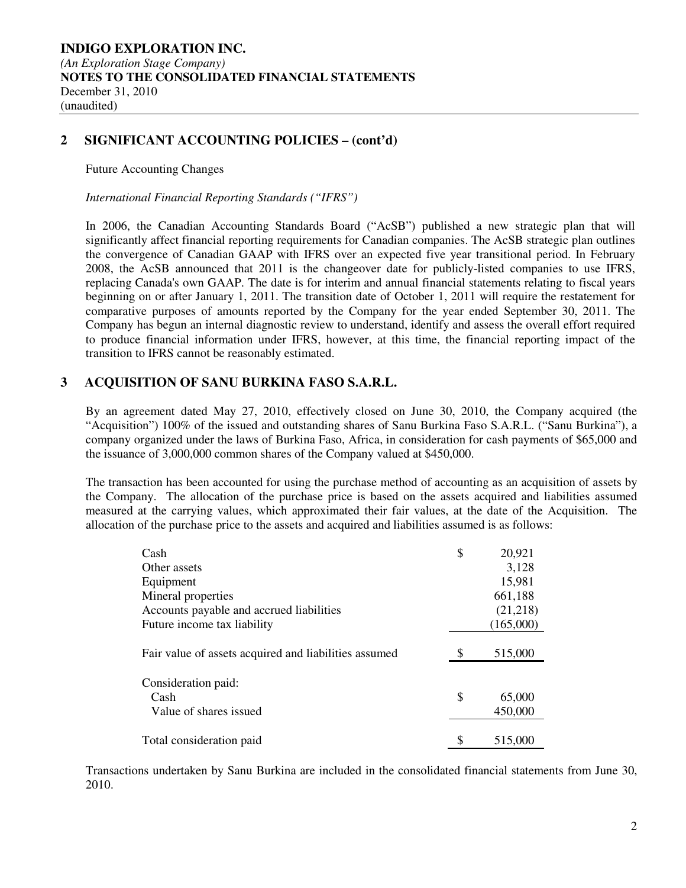## 2 SIGNIFICANT ACCOUNTING POLICIES – (cont'd)

Future Accounting Changes

*International Financial Reporting Standards ("IFRS")*

In 2006, the Canadian Accounting Standards Board ("AcSB") published a new strategic plan that will significantly affect financial reporting requirements for Canadian companies. The AcSB strategic plan outlines the convergence of Canadian GAAP with IFRS over an expected five year transitional period. In February 2008, the AcSB announced that 2011 is the changeover date for publicly-listed companies to use IFRS, replacing Canada's own GAAP. The date is for interim and annual financial statements relating to fiscal years beginning on or after January 1, 2011. The transition date of October 1, 2011 will require the restatement for comparative purposes of amounts reported by the Company for the year ended September 30, 2011. The Company has begun an internal diagnostic review to understand, identify and assess the overall effort required to produce financial information under IFRS, however, at this time, the financial reporting impact of the transition to IFRS cannot be reasonably estimated.

## 3 ACQUISITION OF SANU BURKINA FASO S.A.R.L.

By an agreement dated May 27, 2010, effectively closed on June 30, 2010, the Company acquired (the "Acquisition") 100% of the issued and outstanding shares of Sanu Burkina Faso S.A.R.L. ("Sanu Burkina"), a company organized under the laws of Burkina Faso, Africa, in consideration for cash payments of $65,000 and the issuance of 3,000,000 common shares of the Company valued at $450,000.

The transaction has been accounted for using the purchase method of accounting as an acquisition of assets by the Company. The allocation of the purchase price is based on the assets acquired and liabilities assumed measured at the carrying values, which approximated their fair values, at the date of the Acquisition. The allocation of the purchase price to the assets and acquired and liabilities assumed is as follows:

| | | |
|---|---|---|
| Cash | $ | 20,921 |
| Other assets | | 3,128 |
| Equipment | | 15,981 |
| Mineral properties | | 661,188 |
| Accounts payable and accrued liabilities | | (21,218) |
| Future income tax liability | | (165,000) |
| Fair value of assets acquired and liabilities assumed | $ | 515,000 |
| Consideration paid: | | |
| Cash | $ | 65,000 |
| Value of shares issued | | 450,000 |
| Total consideration paid | $ | 515,000 |

Transactions undertaken by Sanu Burkina are included in the consolidated financial statements from June 30, 2010.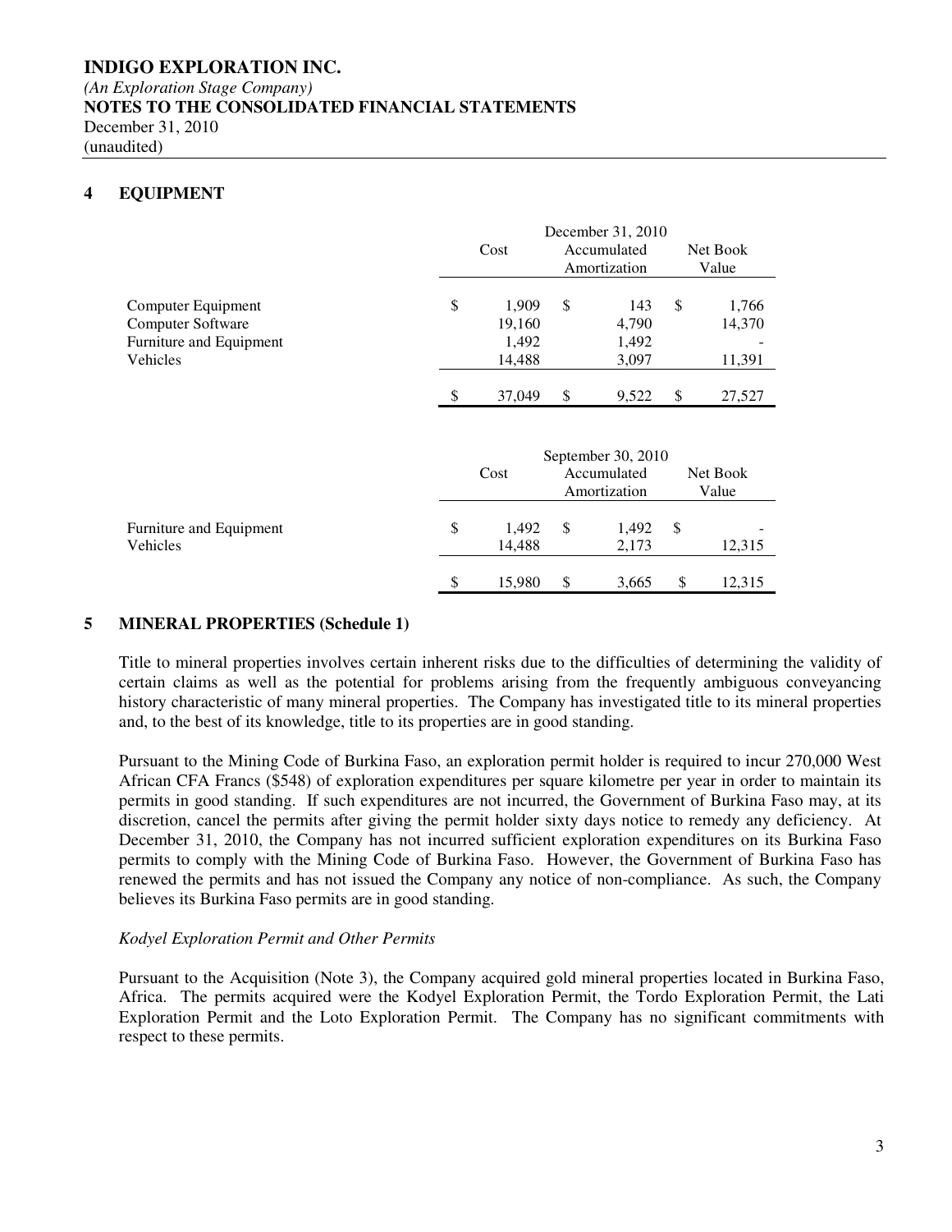**INDIGO EXPLORATION INC.**
*(An Exploration Stage Company)*
**NOTES TO THE CONSOLIDATED FINANCIAL STATEMENTS**
December 31, 2010
(unaudited)

## 4 EQUIPMENT

| | December 31, 2010 | | |
|---|---|---|---|
| | Cost | Accumulated Amortization | Net Book Value |
| Computer Equipment | $ 1,909 | $ 143 | $ 1,766 |
| Computer Software | 19,160 | 4,790 | 14,370 |
| Furniture and Equipment | 1,492 | 1,492 | - |
| Vehicles | 14,488 | 3,097 | 11,391 |
| | $ 37,049 | $ 9,522 | $ 27,527 |

| | September 30, 2010 | | |
|---|---|---|---|
| | Cost | Accumulated Amortization | Net Book Value |
| Furniture and Equipment | $ 1,492 | $ 1,492 | $ - |
| Vehicles | 14,488 | 2,173 | 12,315 |
| | $ 15,980 | $ 3,665 | $ 12,315 |

## 5 MINERAL PROPERTIES (Schedule 1)

Title to mineral properties involves certain inherent risks due to the difficulties of determining the validity of certain claims as well as the potential for problems arising from the frequently ambiguous conveyancing history characteristic of many mineral properties. The Company has investigated title to its mineral properties and, to the best of its knowledge, title to its properties are in good standing.

Pursuant to the Mining Code of Burkina Faso, an exploration permit holder is required to incur 270,000 West African CFA Francs ($548) of exploration expenditures per square kilometre per year in order to maintain its permits in good standing. If such expenditures are not incurred, the Government of Burkina Faso may, at its discretion, cancel the permits after giving the permit holder sixty days notice to remedy any deficiency. At December 31, 2010, the Company has not incurred sufficient exploration expenditures on its Burkina Faso permits to comply with the Mining Code of Burkina Faso. However, the Government of Burkina Faso has renewed the permits and has not issued the Company any notice of non-compliance. As such, the Company believes its Burkina Faso permits are in good standing.

*Kodyel Exploration Permit and Other Permits*

Pursuant to the Acquisition (Note 3), the Company acquired gold mineral properties located in Burkina Faso, Africa. The permits acquired were the Kodyel Exploration Permit, the Tordo Exploration Permit, the Lati Exploration Permit and the Loto Exploration Permit. The Company has no significant commitments with respect to these permits.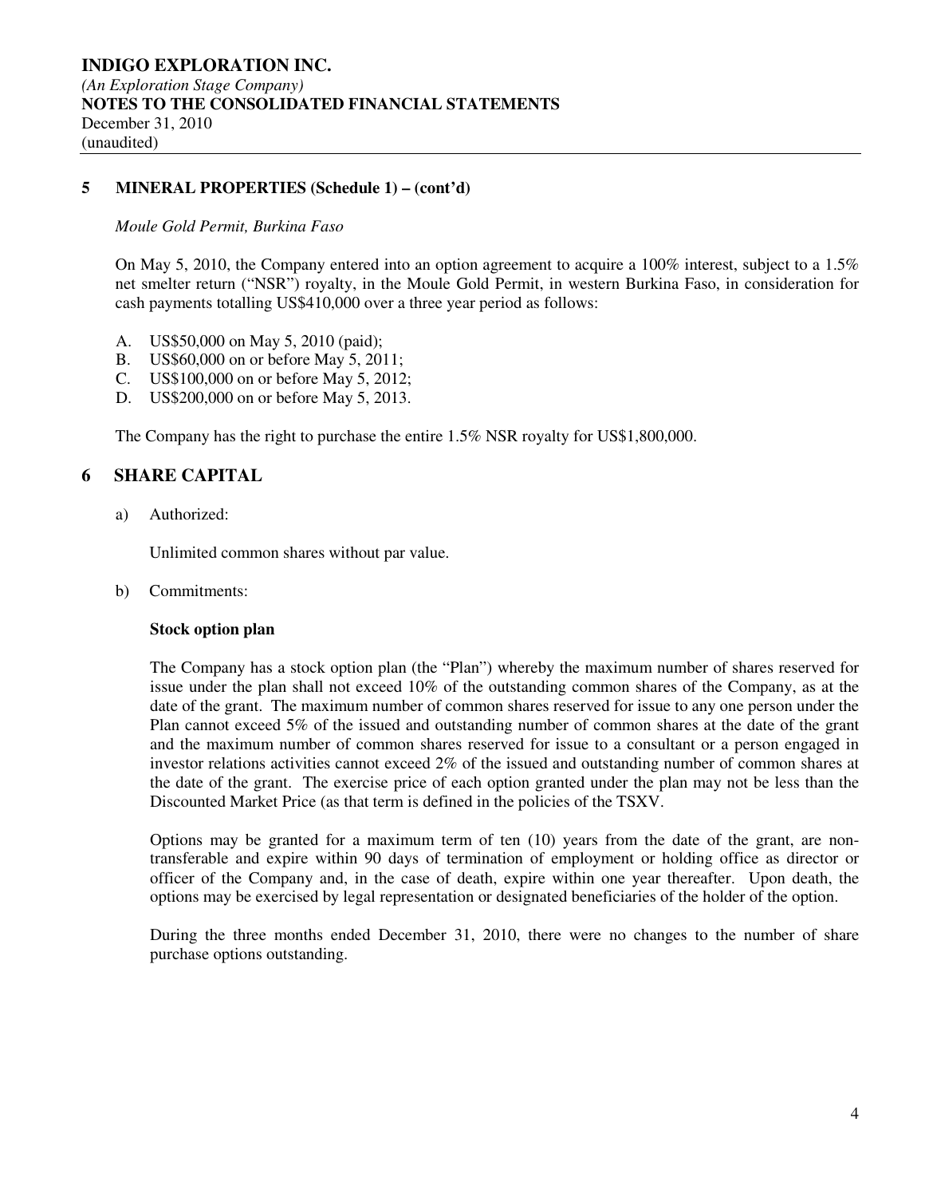**INDIGO EXPLORATION INC.**
*(An Exploration Stage Company)*
**NOTES TO THE CONSOLIDATED FINANCIAL STATEMENTS**
December 31, 2010
(unaudited)

## 5 MINERAL PROPERTIES (Schedule 1) – (cont'd)

*Moule Gold Permit, Burkina Faso*

On May 5, 2010, the Company entered into an option agreement to acquire a 100% interest, subject to a 1.5% net smelter return ("NSR") royalty, in the Moule Gold Permit, in western Burkina Faso, in consideration for cash payments totalling US$410,000 over a three year period as follows:

A. US$50,000 on May 5, 2010 (paid);
B. US$60,000 on or before May 5, 2011;
C. US$100,000 on or before May 5, 2012;
D. US$200,000 on or before May 5, 2013.

The Company has the right to purchase the entire 1.5% NSR royalty for US$1,800,000.

## 6 SHARE CAPITAL

a) Authorized:

Unlimited common shares without par value.

b) Commitments:

**Stock option plan**

The Company has a stock option plan (the "Plan") whereby the maximum number of shares reserved for issue under the plan shall not exceed 10% of the outstanding common shares of the Company, as at the date of the grant. The maximum number of common shares reserved for issue to any one person under the Plan cannot exceed 5% of the issued and outstanding number of common shares at the date of the grant and the maximum number of common shares reserved for issue to a consultant or a person engaged in investor relations activities cannot exceed 2% of the issued and outstanding number of common shares at the date of the grant. The exercise price of each option granted under the plan may not be less than the Discounted Market Price (as that term is defined in the policies of the TSXV.

Options may be granted for a maximum term of ten (10) years from the date of the grant, are non-transferable and expire within 90 days of termination of employment or holding office as director or officer of the Company and, in the case of death, expire within one year thereafter. Upon death, the options may be exercised by legal representation or designated beneficiaries of the holder of the option.

During the three months ended December 31, 2010, there were no changes to the number of share purchase options outstanding.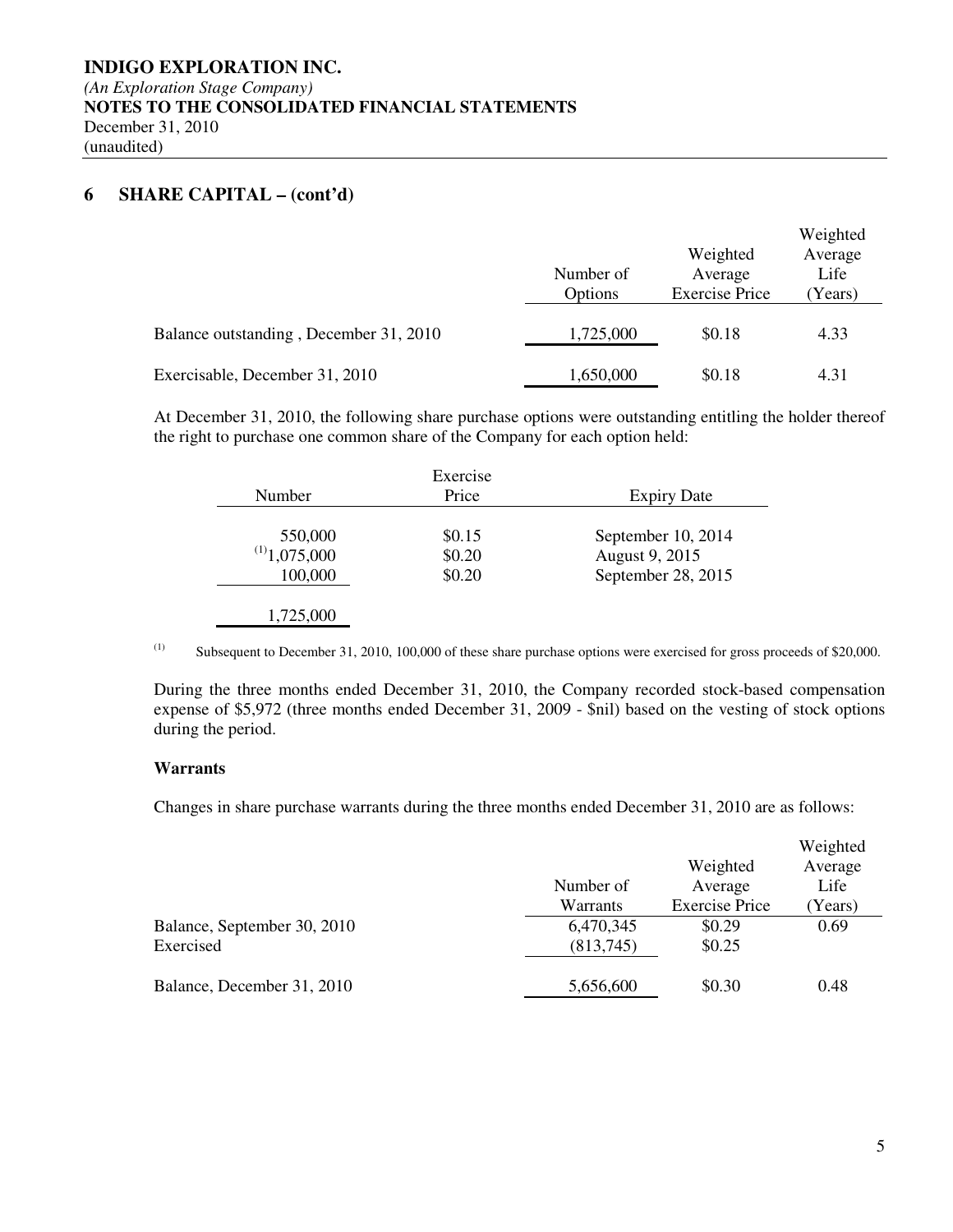**INDIGO EXPLORATION INC.**
*(An Exploration Stage Company)*
**NOTES TO THE CONSOLIDATED FINANCIAL STATEMENTS**
December 31, 2010
(unaudited)

## 6 SHARE CAPITAL – (cont'd)

| | Number of Options | Weighted Average Exercise Price | Weighted Average Life (Years) |
|---|---|---|---|
| Balance outstanding , December 31, 2010 | 1,725,000 | $0.18 | 4.33 |
| Exercisable, December 31, 2010 | 1,650,000 | $0.18 | 4.31 |

At December 31, 2010, the following share purchase options were outstanding entitling the holder thereof the right to purchase one common share of the Company for each option held:

| Number | Exercise Price | Expiry Date |
|---|---|---|
| 550,000 | $0.15 | September 10, 2014 |
| [(1)]1,075,000 | $0.20 | August 9, 2015 |
| 100,000 | $0.20 | September 28, 2015 |
| 1,725,000 | | |

(1) Subsequent to December 31, 2010, 100,000 of these share purchase options were exercised for gross proceeds of $20,000.

During the three months ended December 31, 2010, the Company recorded stock-based compensation expense of $5,972 (three months ended December 31, 2009 - $nil) based on the vesting of stock options during the period.

### Warrants

Changes in share purchase warrants during the three months ended December 31, 2010 are as follows:

| | Number of Warrants | Weighted Average Exercise Price | Weighted Average Life (Years) |
|---|---|---|---|
| Balance, September 30, 2010 | 6,470,345 | $0.29 | 0.69 |
| Exercised | (813,745) | $0.25 | |
| Balance, December 31, 2010 | 5,656,600 | $0.30 | 0.48 |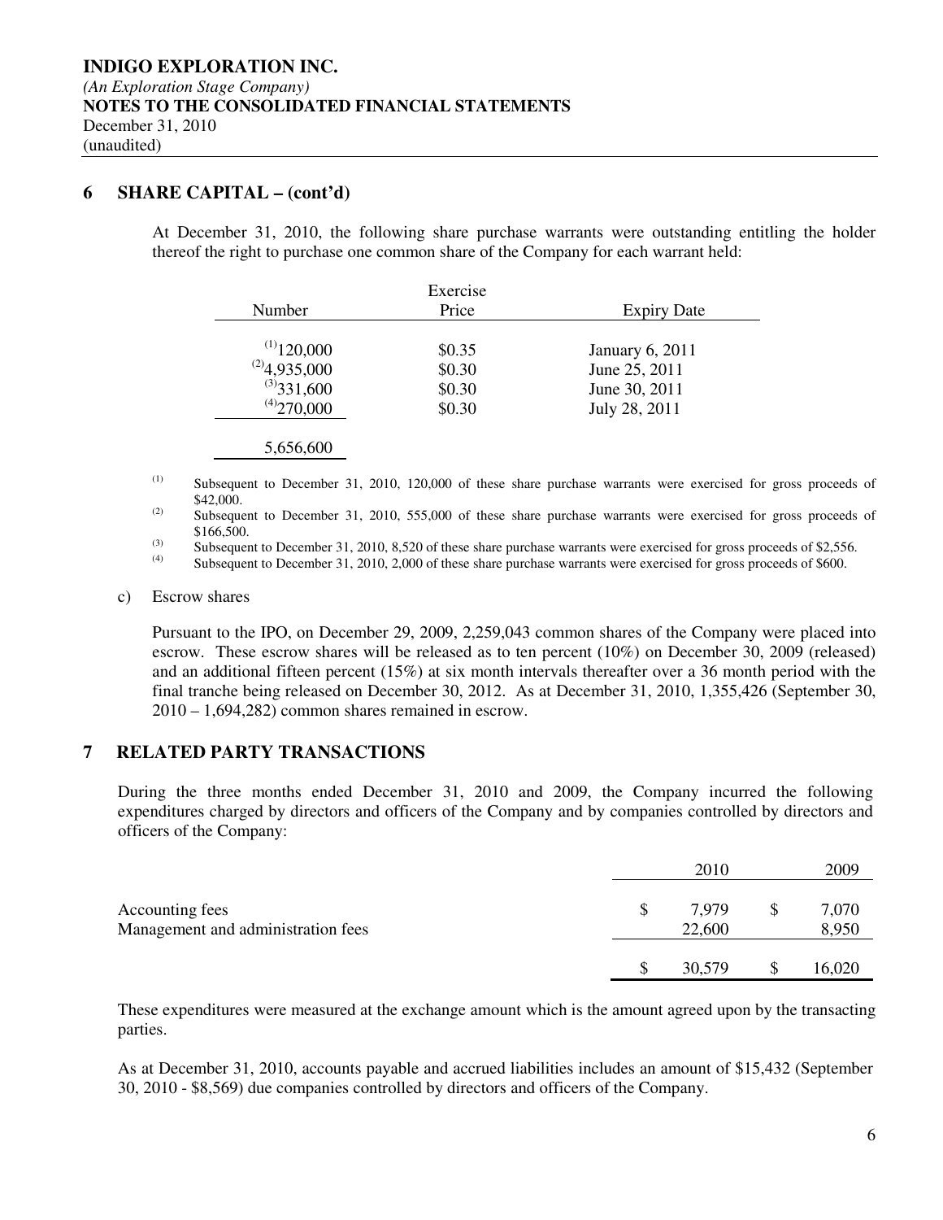## 6 SHARE CAPITAL – (cont'd)

At December 31, 2010, the following share purchase warrants were outstanding entitling the holder thereof the right to purchase one common share of the Company for each warrant held:

| Number | Exercise Price | Expiry Date |
|---|---|---|
| [(1)] 120,000 | $0.35 | January 6, 2011 |
| [(2)] 4,935,000 | $0.30 | June 25, 2011 |
| [(3)] 331,600 | $0.30 | June 30, 2011 |
| [(4)] 270,000 | $0.30 | July 28, 2011 |
| 5,656,600 | | |

(1) Subsequent to December 31, 2010, 120,000 of these share purchase warrants were exercised for gross proceeds of $42,000.

(2) Subsequent to December 31, 2010, 555,000 of these share purchase warrants were exercised for gross proceeds of $166,500.

(3) Subsequent to December 31, 2010, 8,520 of these share purchase warrants were exercised for gross proceeds of $2,556.

(4) Subsequent to December 31, 2010, 2,000 of these share purchase warrants were exercised for gross proceeds of $600.

c) Escrow shares

Pursuant to the IPO, on December 29, 2009, 2,259,043 common shares of the Company were placed into escrow. These escrow shares will be released as to ten percent (10%) on December 30, 2009 (released) and an additional fifteen percent (15%) at six month intervals thereafter over a 36 month period with the final tranche being released on December 30, 2012. As at December 31, 2010, 1,355,426 (September 30, 2010 – 1,694,282) common shares remained in escrow.

## 7 RELATED PARTY TRANSACTIONS

During the three months ended December 31, 2010 and 2009, the Company incurred the following expenditures charged by directors and officers of the Company and by companies controlled by directors and officers of the Company:

| | 2010 | 2009 |
|---|---|---|
| Accounting fees | $ 7,979 | $ 7,070 |
| Management and administration fees | 22,600 | 8,950 |
| | $ 30,579 | $ 16,020 |

These expenditures were measured at the exchange amount which is the amount agreed upon by the transacting parties.

As at December 31, 2010, accounts payable and accrued liabilities includes an amount of $15,432 (September 30, 2010 - $8,569) due companies controlled by directors and officers of the Company.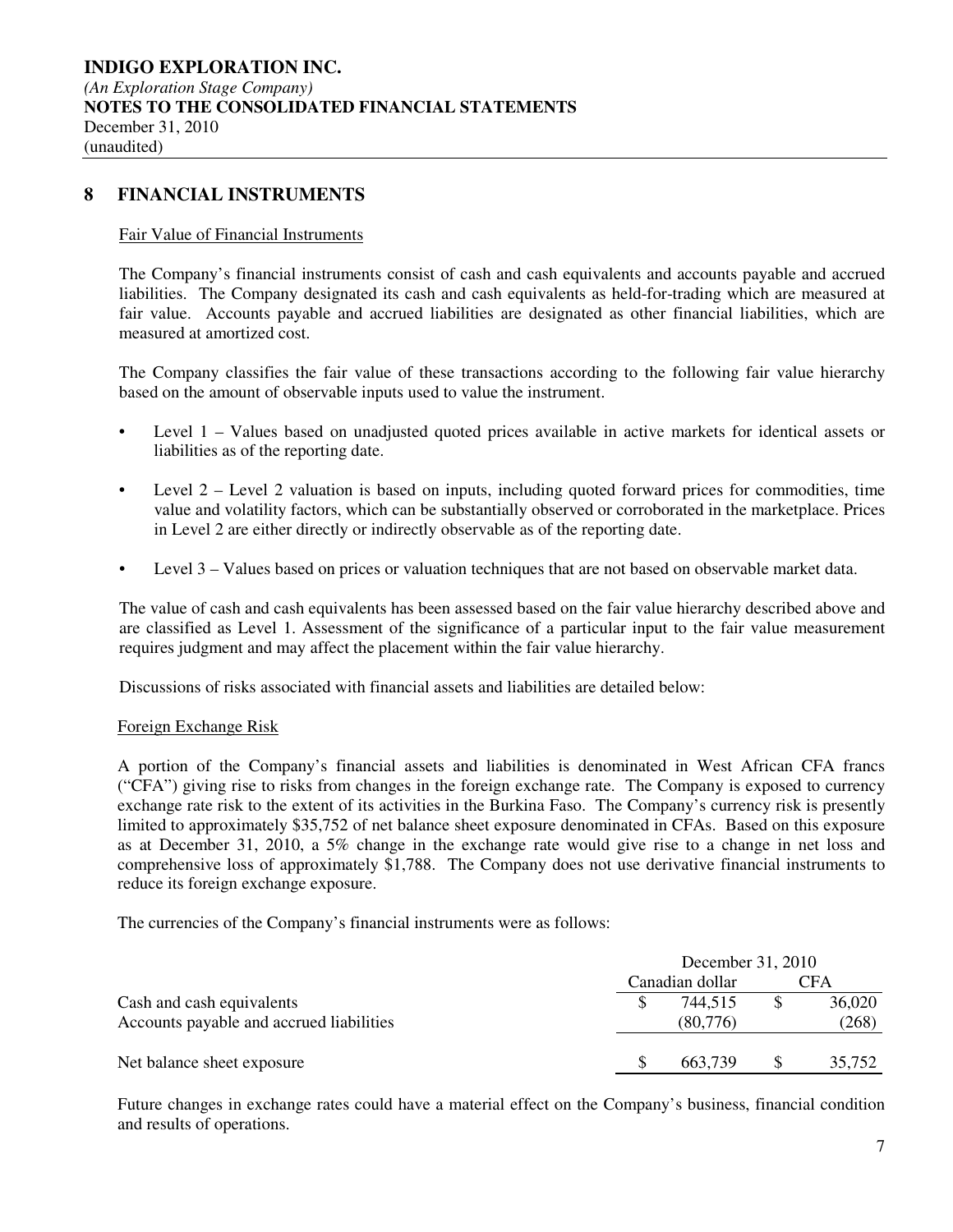**INDIGO EXPLORATION INC.**
*(An Exploration Stage Company)*
**NOTES TO THE CONSOLIDATED FINANCIAL STATEMENTS**
December 31, 2010
(unaudited)

## 8 FINANCIAL INSTRUMENTS

Fair Value of Financial Instruments

The Company's financial instruments consist of cash and cash equivalents and accounts payable and accrued liabilities. The Company designated its cash and cash equivalents as held-for-trading which are measured at fair value. Accounts payable and accrued liabilities are designated as other financial liabilities, which are measured at amortized cost.

The Company classifies the fair value of these transactions according to the following fair value hierarchy based on the amount of observable inputs used to value the instrument.

- Level 1 – Values based on unadjusted quoted prices available in active markets for identical assets or liabilities as of the reporting date.
- Level 2 – Level 2 valuation is based on inputs, including quoted forward prices for commodities, time value and volatility factors, which can be substantially observed or corroborated in the marketplace. Prices in Level 2 are either directly or indirectly observable as of the reporting date.
- Level 3 – Values based on prices or valuation techniques that are not based on observable market data.

The value of cash and cash equivalents has been assessed based on the fair value hierarchy described above and are classified as Level 1. Assessment of the significance of a particular input to the fair value measurement requires judgment and may affect the placement within the fair value hierarchy.

Discussions of risks associated with financial assets and liabilities are detailed below:

Foreign Exchange Risk

A portion of the Company's financial assets and liabilities is denominated in West African CFA francs ("CFA") giving rise to risks from changes in the foreign exchange rate. The Company is exposed to currency exchange rate risk to the extent of its activities in the Burkina Faso. The Company's currency risk is presently limited to approximately $35,752 of net balance sheet exposure denominated in CFAs. Based on this exposure as at December 31, 2010, a 5% change in the exchange rate would give rise to a change in net loss and comprehensive loss of approximately $1,788. The Company does not use derivative financial instruments to reduce its foreign exchange exposure.

The currencies of the Company's financial instruments were as follows:

| | December 31, 2010 | |
|---|---|---|
| | Canadian dollar | CFA |
| Cash and cash equivalents | $ 744,515 | $ 36,020 |
| Accounts payable and accrued liabilities | (80,776) | (268) |
| Net balance sheet exposure | $ 663,739 | $ 35,752 |

Future changes in exchange rates could have a material effect on the Company's business, financial condition and results of operations.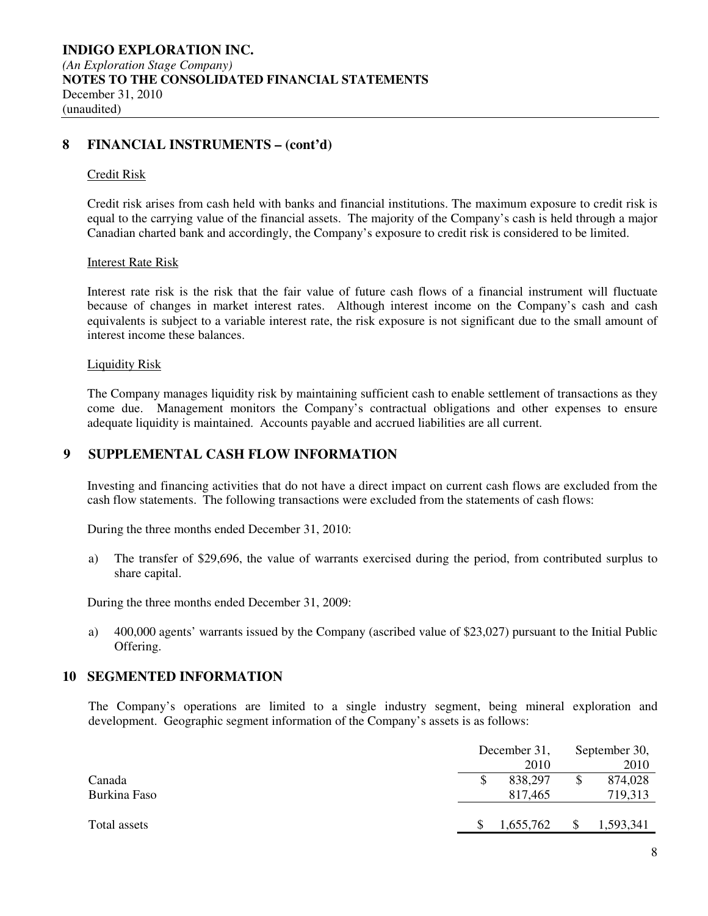## 8 FINANCIAL INSTRUMENTS – (cont'd)

Credit Risk

Credit risk arises from cash held with banks and financial institutions. The maximum exposure to credit risk is equal to the carrying value of the financial assets. The majority of the Company's cash is held through a major Canadian charted bank and accordingly, the Company's exposure to credit risk is considered to be limited.

Interest Rate Risk

Interest rate risk is the risk that the fair value of future cash flows of a financial instrument will fluctuate because of changes in market interest rates. Although interest income on the Company's cash and cash equivalents is subject to a variable interest rate, the risk exposure is not significant due to the small amount of interest income these balances.

Liquidity Risk

The Company manages liquidity risk by maintaining sufficient cash to enable settlement of transactions as they come due. Management monitors the Company's contractual obligations and other expenses to ensure adequate liquidity is maintained. Accounts payable and accrued liabilities are all current.

## 9 SUPPLEMENTAL CASH FLOW INFORMATION

Investing and financing activities that do not have a direct impact on current cash flows are excluded from the cash flow statements. The following transactions were excluded from the statements of cash flows:

During the three months ended December 31, 2010:

a) The transfer of $29,696, the value of warrants exercised during the period, from contributed surplus to share capital.

During the three months ended December 31, 2009:

a) 400,000 agents' warrants issued by the Company (ascribed value of $23,027) pursuant to the Initial Public Offering.

## 10 SEGMENTED INFORMATION

The Company's operations are limited to a single industry segment, being mineral exploration and development. Geographic segment information of the Company's assets is as follows:

| | December 31, 2010 | September 30, 2010 |
|---|---|---|
| Canada | $ 838,297 | $ 874,028 |
| Burkina Faso | 817,465 | 719,313 |
| Total assets | $ 1,655,762 | $ 1,593,341 |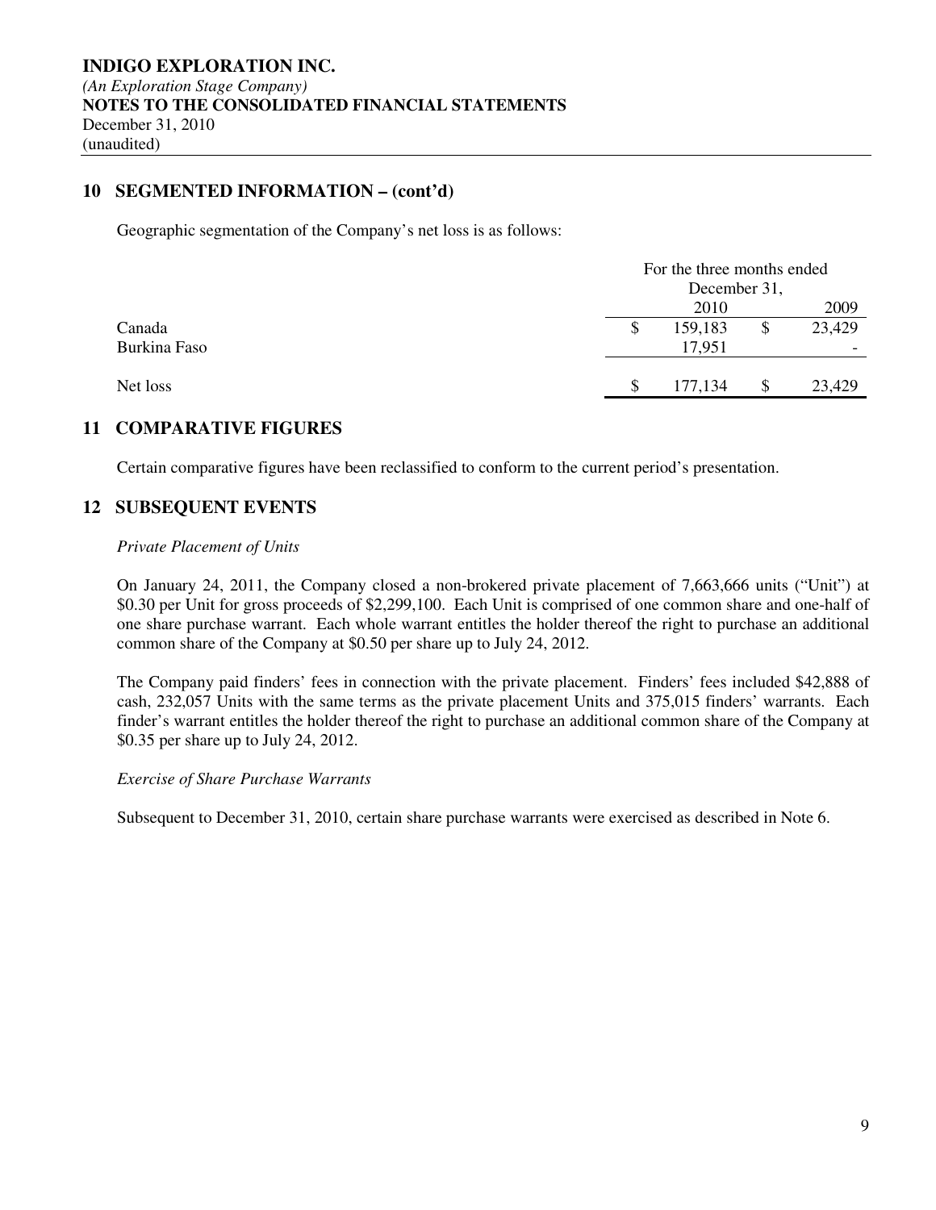**INDIGO EXPLORATION INC.**
*(An Exploration Stage Company)*
**NOTES TO THE CONSOLIDATED FINANCIAL STATEMENTS**
December 31, 2010
(unaudited)

## 10 SEGMENTED INFORMATION – (cont'd)

Geographic segmentation of the Company's net loss is as follows:

| | For the three months ended December 31, | |
|---|---|---|
| | 2010 | 2009 |
| Canada | $ 159,183 | $ 23,429 |
| Burkina Faso | 17,951 | - |
| Net loss | $ 177,134 | $ 23,429 |

## 11 COMPARATIVE FIGURES

Certain comparative figures have been reclassified to conform to the current period's presentation.

## 12 SUBSEQUENT EVENTS

*Private Placement of Units*

On January 24, 2011, the Company closed a non-brokered private placement of 7,663,666 units ("Unit") at $0.30 per Unit for gross proceeds of $2,299,100. Each Unit is comprised of one common share and one-half of one share purchase warrant. Each whole warrant entitles the holder thereof the right to purchase an additional common share of the Company at $0.50 per share up to July 24, 2012.

The Company paid finders' fees in connection with the private placement. Finders' fees included $42,888 of cash, 232,057 Units with the same terms as the private placement Units and 375,015 finders' warrants. Each finder's warrant entitles the holder thereof the right to purchase an additional common share of the Company at $0.35 per share up to July 24, 2012.

*Exercise of Share Purchase Warrants*

Subsequent to December 31, 2010, certain share purchase warrants were exercised as described in Note 6.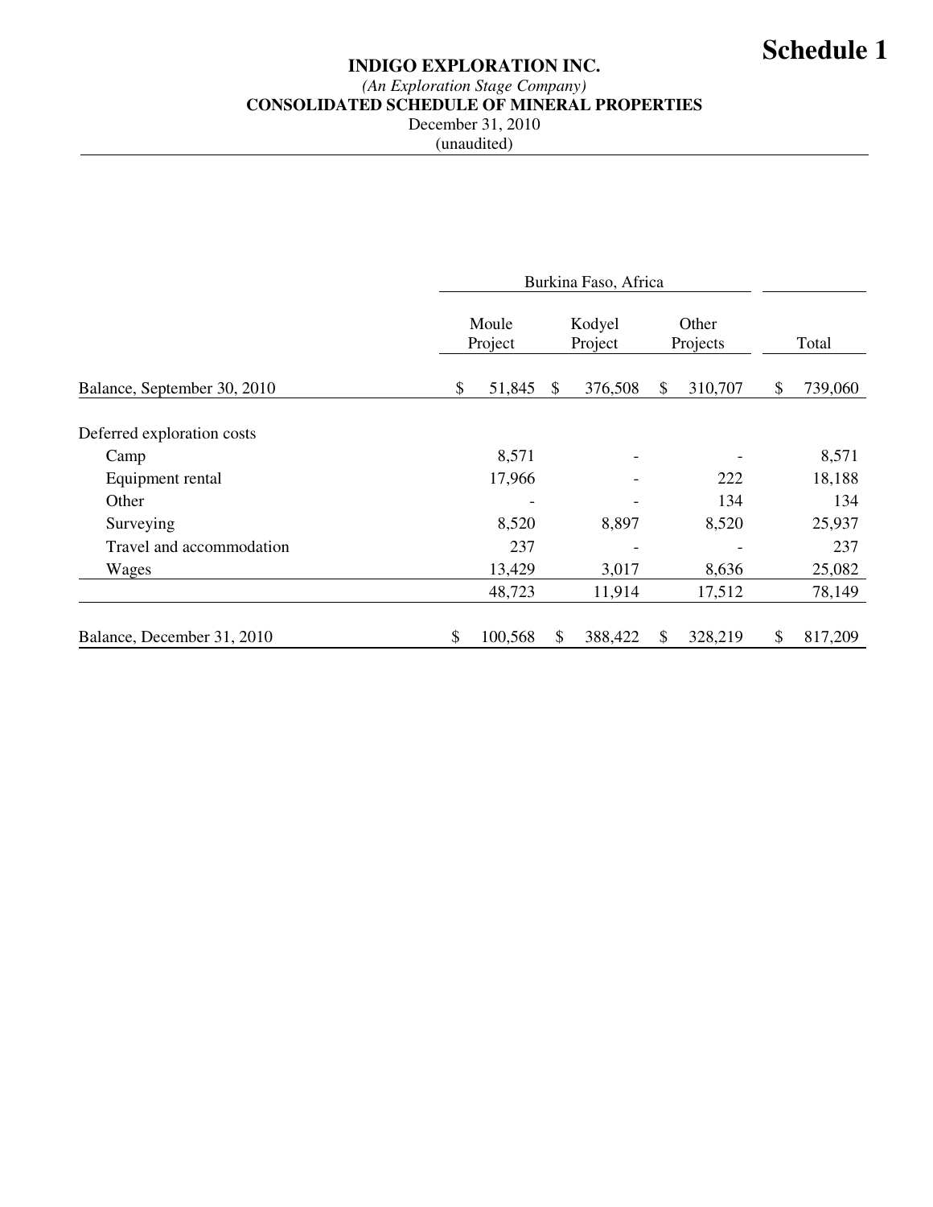**Schedule 1**

**INDIGO EXPLORATION INC.**

*(An Exploration Stage Company)*

**CONSOLIDATED SCHEDULE OF MINERAL PROPERTIES**

December 31, 2010

(unaudited)

| | Burkina Faso, Africa | | | |
|---|---|---|---|---|
| | Moule Project | Kodyel Project | Other Projects | Total |
| Balance, September 30, 2010 | $ 51,845 | $ 376,508 | $ 310,707 | $ 739,060 |
| Deferred exploration costs | | | | |
| Camp | 8,571 | - | - | 8,571 |
| Equipment rental | 17,966 | - | 222 | 18,188 |
| Other | - | - | 134 | 134 |
| Surveying | 8,520 | 8,897 | 8,520 | 25,937 |
| Travel and accommodation | 237 | - | - | 237 |
| Wages | 13,429 | 3,017 | 8,636 | 25,082 |
| | 48,723 | 11,914 | 17,512 | 78,149 |
| Balance, December 31, 2010 | $ 100,568 | $ 388,422 | $ 328,219 | $ 817,209 |